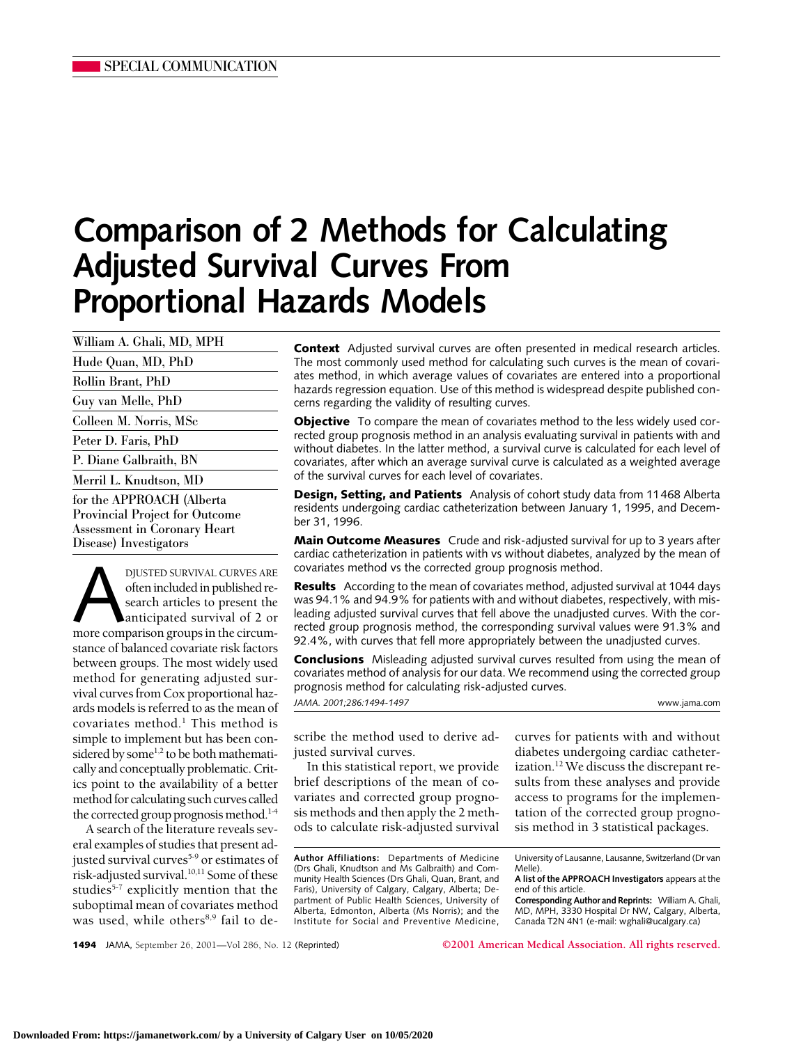SPECIAL COMMUNICATION

# Comparison of 2 Methods for Calculating Adjusted Survival Curves From Proportional Hazards Models

William A. Ghali, MD, MPH

Hude Quan, MD, PhD

Rollin Brant, PhD

Guy van Melle, PhD

Colleen M. Norris, MSc

Peter D. Faris, PhD

P. Diane Galbraith, BN

Merril L. Knudtson, MD

for the APPROACH (Alberta Provincial Project for Outcome Assessment in Coronary Heart Disease) Investigators

**Context** Adjusted survival curves are often presented in medical research articles. The most commonly used method for calculating such curves is the mean of covariates method, in which average values of covariates are entered into a proportional hazards regression equation. Use of this method is widespread despite published concerns regarding the validity of resulting curves.

**Objective** To compare the mean of covariates method to the less widely used corrected group prognosis method in an analysis evaluating survival in patients with and without diabetes. In the latter method, a survival curve is calculated for each level of covariates, after which an average survival curve is calculated as a weighted average of the survival curves for each level of covariates.

**Design, Setting, and Patients** Analysis of cohort study data from 11468 Alberta residents undergoing cardiac catheterization between January 1, 1995, and December 31, 1996.

**Main Outcome Measures** Crude and risk-adjusted survival for up to 3 years after cardiac catheterization in patients with vs without diabetes, analyzed by the mean of covariates method vs the corrected group prognosis method.

**Results** According to the mean of covariates method, adjusted survival at 1044 days was 94.1% and 94.9% for patients with and without diabetes, respectively, with misleading adjusted survival curves that fell above the unadjusted curves. With the corrected group prognosis method, the corresponding survival values were 91.3% and 92.4%, with curves that fell more appropriately between the unadjusted curves.

**Conclusions** Misleading adjusted survival curves resulted from using the mean of covariates method of analysis for our data. We recommend using the corrected group prognosis method for calculating risk-adjusted curves.

*JAMA. 2001;286:1494-1497*

www.jama.com

Adjusted survival curves are often included in published research articles to present the anticipated survival of 2 or more comparison groups in the circumstance of balanced covariate risk factors between groups. The most widely used method for generating adjusted survival curves from Cox proportional hazards models is referred to as the mean of covariates method.[1] This method is simple to implement but has been considered by some[1,2] to be both mathematically and conceptually problematic. Critics point to the availability of a better method for calculating such curves called the corrected group prognosis method.[1-4]

A search of the literature reveals several examples of studies that present adjusted survival curves[5-9] or estimates of risk-adjusted survival.[10,11] Some of these studies[5-7] explicitly mention that the suboptimal mean of covariates method was used, while others[8,9] fail to describe the method used to derive adjusted survival curves.

In this statistical report, we provide brief descriptions of the mean of covariates and corrected group prognosis methods and then apply the 2 methods to calculate risk-adjusted survival curves for patients with and without diabetes undergoing cardiac catheterization.[12] We discuss the discrepant results from these analyses and provide access to programs for the implementation of the corrected group prognosis method in 3 statistical packages.

**Author Affiliations:** Departments of Medicine (Drs Ghali, Knudtson and Ms Galbraith) and Community Health Sciences (Drs Ghali, Quan, Brant, and Faris), University of Calgary, Calgary, Alberta; Department of Public Health Sciences, University of Alberta, Edmonton, Alberta (Ms Norris); and the Institute for Social and Preventive Medicine, University of Lausanne, Lausanne, Switzerland (Dr van Melle).

**A list of the APPROACH Investigators** appears at the end of this article.

**Corresponding Author and Reprints:** William A. Ghali, MD, MPH, 3330 Hospital Dr NW, Calgary, Alberta, Canada T2N 4N1 (e-mail: wghali@ucalgary.ca)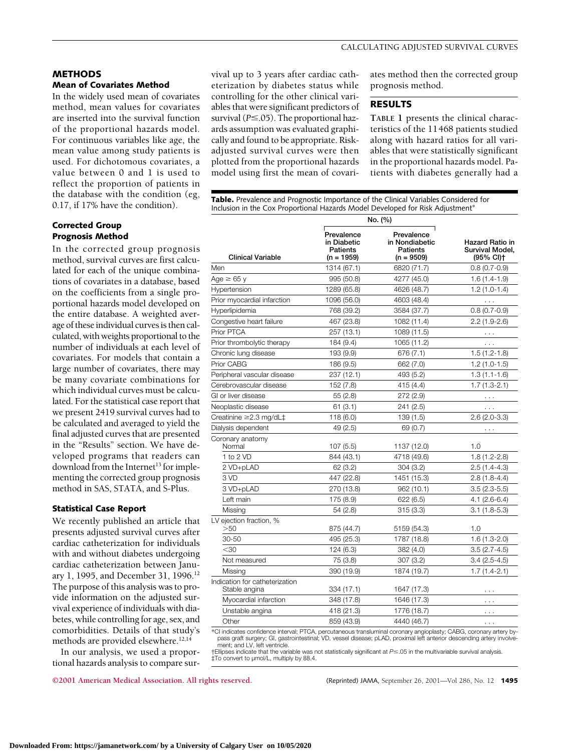## METHODS

### Mean of Covariates Method

In the widely used mean of covariates method, mean values for covariates are inserted into the survival function of the proportional hazards model. For continuous variables like age, the mean value among study patients is used. For dichotomous covariates, a value between 0 and 1 is used to reflect the proportion of patients in the database with the condition (eg, 0.17, if 17% have the condition).

### Corrected Group Prognosis Method

In the corrected group prognosis method, survival curves are first calculated for each of the unique combinations of covariates in a database, based on the coefficients from a single proportional hazards model developed on the entire database. A weighted average of these individual curves is then calculated, with weights proportional to the number of individuals at each level of covariates. For models that contain a large number of covariates, there may be many covariate combinations for which individual curves must be calculated. For the statistical case report that we present 2419 survival curves had to be calculated and averaged to yield the final adjusted curves that are presented in the "Results" section. We have developed programs that readers can download from the Internet[13] for implementing the corrected group prognosis method in SAS, STATA, and S-Plus.

### Statistical Case Report

We recently published an article that presents adjusted survival curves after cardiac catheterization for individuals with and without diabetes undergoing cardiac catheterization between January 1, 1995, and December 31, 1996.[12] The purpose of this analysis was to provide information on the adjusted survival experience of individuals with diabetes, while controlling for age, sex, and comorbidities. Details of that study's methods are provided elsewhere.[12,14]

In our analysis, we used a proportional hazards analysis to compare survival up to 3 years after cardiac catheterization by diabetes status while controlling for the other clinical variables that were significant predictors of survival ($P \leq .05$). The proportional hazards assumption was evaluated graphically and found to be appropriate. Risk-adjusted survival curves were then plotted from the proportional hazards model using first the mean of covariates method then the corrected group prognosis method.

## RESULTS

TABLE 1 presents the clinical characteristics of the 11468 patients studied along with hazard ratios for all variables that were statistically significant in the proportional hazards model. Patients with diabetes generally had a

**Table.** Prevalence and Prognostic Importance of the Clinical Variables Considered for Inclusion in the Cox Proportional Hazards Model Developed for Risk Adjustment*

| | No. (%) | | |
|---|---|---|---|
| Clinical Variable | Prevalence in Diabetic Patients (n = 1959) | Prevalence in Nondiabetic Patients (n = 9509) | Hazard Ratio in Survival Model, (95% CI)† |
| Men | 1314 (67.1) | 6820 (71.7) | 0.8 (0.7-0.9) |
| Age ≥ 65 y | 995 (50.8) | 4277 (45.0) | 1.6 (1.4-1.9) |
| Hypertension | 1289 (65.8) | 4626 (48.7) | 1.2 (1.0-1.4) |
| Prior myocardial infarction | 1096 (56.0) | 4603 (48.4) | . . . |
| Hyperlipidemia | 768 (39.2) | 3584 (37.7) | 0.8 (0.7-0.9) |
| Congestive heart failure | 467 (23.8) | 1082 (11.4) | 2.2 (1.9-2.6) |
| Prior PTCA | 257 (13.1) | 1089 (11.5) | . . . |
| Prior thrombolytic therapy | 184 (9.4) | 1065 (11.2) | . . . |
| Chronic lung disease | 193 (9.9) | 676 (7.1) | 1.5 (1.2-1.8) |
| Prior CABG | 186 (9.5) | 662 (7.0) | 1.2 (1.0-1.5) |
| Peripheral vascular disease | 237 (12.1) | 493 (5.2) | 1.3 (1.1-1.6) |
| Cerebrovascular disease | 152 (7.8) | 415 (4.4) | 1.7 (1.3-2.1) |
| GI or liver disease | 55 (2.8) | 272 (2.9) | . . . |
| Neoplastic disease | 61 (3.1) | 241 (2.5) | . . . |
| Creatinine ≥2.3 mg/dL‡ | 118 (6.0) | 139 (1.5) | 2.6 (2.0-3.3) |
| Dialysis dependent | 49 (2.5) | 69 (0.7) | . . . |
| Coronary anatomy | | | |
| Normal | 107 (5.5) | 1137 (12.0) | 1.0 |
| 1 to 2 VD | 844 (43.1) | 4718 (49.6) | 1.8 (1.2-2.8) |
| 2 VD+pLAD | 62 (3.2) | 304 (3.2) | 2.5 (1.4-4.3) |
| 3 VD | 447 (22.8) | 1451 (15.3) | 2.8 (1.8-4.4) |
| 3 VD+pLAD | 270 (13.8) | 962 (10.1) | 3.5 (2.3-5.5) |
| Left main | 175 (8.9) | 622 (6.5) | 4.1 (2.6-6.4) |
| Missing | 54 (2.8) | 315 (3.3) | 3.1 (1.8-5.3) |
| LV ejection fraction, % | | | |
| >50 | 875 (44.7) | 5159 (54.3) | 1.0 |
| 30-50 | 495 (25.3) | 1787 (18.8) | 1.6 (1.3-2.0) |
| <30 | 124 (6.3) | 382 (4.0) | 3.5 (2.7-4.5) |
| Not measured | 75 (3.8) | 307 (3.2) | 3.4 (2.5-4.5) |
| Missing | 390 (19.9) | 1874 (19.7) | 1.7 (1.4-2.1) |
| Indication for catheterization | | | |
| Stable angina | 334 (17.1) | 1647 (17.3) | . . . |
| Myocardial infarction | 348 (17.8) | 1646 (17.3) | . . . |
| Unstable angina | 418 (21.3) | 1776 (18.7) | . . . |
| Other | 859 (43.9) | 4440 (46.7) | . . . |

*CI indicates confidence interval; PTCA, percutaneous transluminal coronary angioplasty; CABG, coronary artery bypass graft surgery; GI, gastrointestinal; VD, vessel disease; pLAD, proximal left anterior descending artery involvement; and LV, left ventricle.

†Ellipses indicate that the variable was not statistically significant at $P \leq .05$ in the multivariable survival analysis.

‡To convert to μmol/L, multiply by 88.4.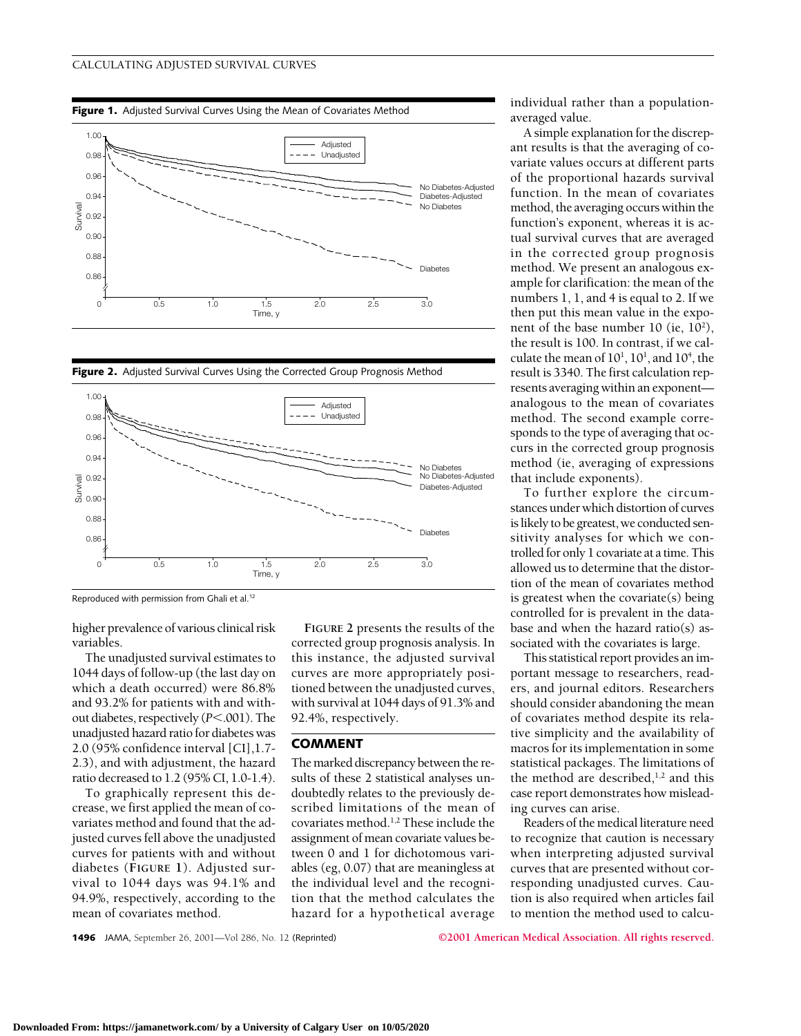**Figure 1.** Adjusted Survival Curves Using the Mean of Covariates Method

**Figure 2.** Adjusted Survival Curves Using the Corrected Group Prognosis Method

Reproduced with permission from Ghali et al.[12]

higher prevalence of various clinical risk variables.

The unadjusted survival estimates to 1044 days of follow-up (the last day on which a death occurred) were 86.8% and 93.2% for patients with and without diabetes, respectively ($P<.001$). The unadjusted hazard ratio for diabetes was 2.0 (95% confidence interval [CI],1.7-2.3), and with adjustment, the hazard ratio decreased to 1.2 (95% CI, 1.0-1.4).

To graphically represent this decrease, we first applied the mean of covariates method and found that the adjusted curves fell above the unadjusted curves for patients with and without diabetes (**FIGURE 1**). Adjusted survival to 1044 days was 94.1% and 94.9%, respectively, according to the mean of covariates method.

**FIGURE 2** presents the results of the corrected group prognosis analysis. In this instance, the adjusted survival curves are more appropriately positioned between the unadjusted curves, with survival at 1044 days of 91.3% and 92.4%, respectively.

## COMMENT

The marked discrepancy between the results of these 2 statistical analyses undoubtedly relates to the previously described limitations of the mean of covariates method.[1,2] These include the assignment of mean covariate values between 0 and 1 for dichotomous variables (eg, 0.07) that are meaningless at the individual level and the recognition that the method calculates the hazard for a hypothetical average individual rather than a population-averaged value.

A simple explanation for the discrepant results is that the averaging of covariate values occurs at different parts of the proportional hazards survival function. In the mean of covariates method, the averaging occurs within the function's exponent, whereas it is actual survival curves that are averaged in the corrected group prognosis method. We present an analogous example for clarification: the mean of the numbers 1, 1, and 4 is equal to 2. If we then put this mean value in the exponent of the base number 10 (ie, $10^2$), the result is 100. In contrast, if we calculate the mean of $10^1$, $10^1$, and $10^4$, the result is 3340. The first calculation represents averaging within an exponent—analogous to the mean of covariates method. The second example corresponds to the type of averaging that occurs in the corrected group prognosis method (ie, averaging of expressions that include exponents).

To further explore the circumstances under which distortion of curves is likely to be greatest, we conducted sensitivity analyses for which we controlled for only 1 covariate at a time. This allowed us to determine that the distortion of the mean of covariates method is greatest when the covariate(s) being controlled for is prevalent in the database and when the hazard ratio(s) associated with the covariates is large.

This statistical report provides an important message to researchers, readers, and journal editors. Researchers should consider abandoning the mean of covariates method despite its relative simplicity and the availability of macros for its implementation in some statistical packages. The limitations of the method are described,[1,2] and this case report demonstrates how misleading curves can arise.

Readers of the medical literature need to recognize that caution is necessary when interpreting adjusted survival curves that are presented without corresponding unadjusted curves. Caution is also required when articles fail to mention the method used to calcu-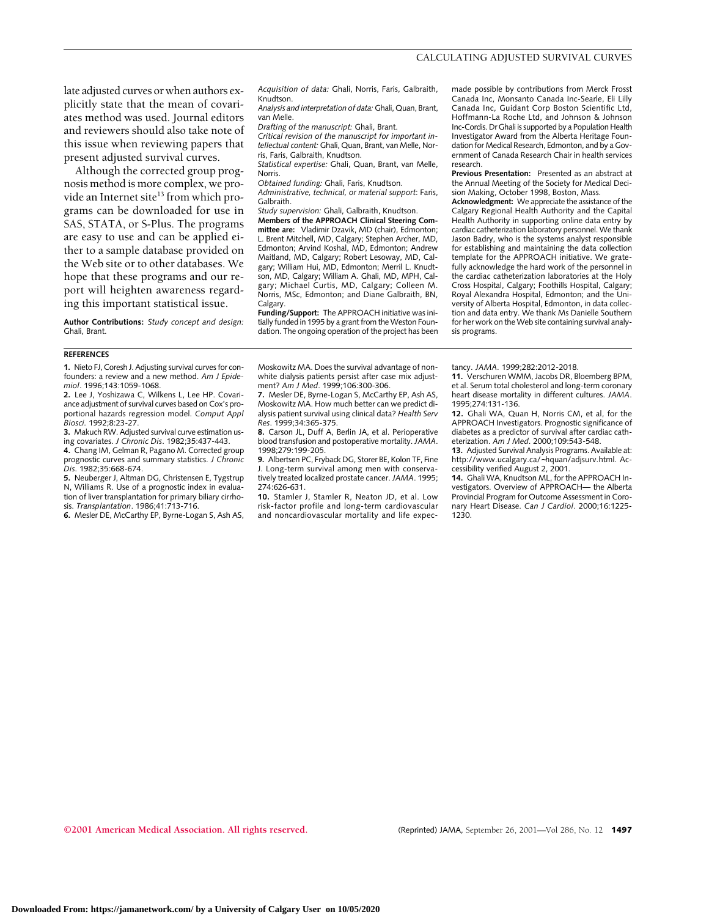late adjusted curves or when authors explicitly state that the mean of covariates method was used. Journal editors and reviewers should also take note of this issue when reviewing papers that present adjusted survival curves.

Although the corrected group prognosis method is more complex, we provide an Internet site[13] from which programs can be downloaded for use in SAS, STATA, or S-Plus. The programs are easy to use and can be applied either to a sample database provided on the Web site or to other databases. We hope that these programs and our report will heighten awareness regarding this important statistical issue.

**Author Contributions:** *Study concept and design:* Ghali, Brant.

*Acquisition of data:* Ghali, Norris, Faris, Galbraith, Knudtson.

*Analysis and interpretation of data:* Ghali, Quan, Brant, van Melle.

*Drafting of the manuscript:* Ghali, Brant.

*Critical revision of the manuscript for important intellectual content:* Ghali, Quan, Brant, van Melle, Norris, Faris, Galbraith, Knudtson.

*Statistical expertise:* Ghali, Quan, Brant, van Melle, Norris.

*Obtained funding:* Ghali, Faris, Knudtson.

*Administrative, technical, or material support:* Faris, Galbraith.

*Study supervision:* Ghali, Galbraith, Knudtson.

**Members of the APPROACH Clinical Steering Committee are:** Vladimir Dzavik, MD (chair), Edmonton; L. Brent Mitchell, MD, Calgary; Stephen Archer, MD, Edmonton; Arvind Koshal, MD, Edmonton; Andrew Maitland, MD, Calgary; Robert Lesoway, MD, Calgary; William Hui, MD, Edmonton; Merril L. Knudtson, MD, Calgary; William A. Ghali, MD, MPH, Calgary; Michael Curtis, MD, Calgary; Colleen M. Norris, MSc, Edmonton; and Diane Galbraith, BN, Calgary.

**Funding/Support:** The APPROACH initiative was initially funded in 1995 by a grant from the Weston Foundation. The ongoing operation of the project has been made possible by contributions from Merck Frosst Canada Inc, Monsanto Canada Inc-Searle, Eli Lilly Canada Inc, Guidant Corp Boston Scientific Ltd, Hoffmann-La Roche Ltd, and Johnson & Johnson Inc-Cordis. Dr Ghali is supported by a Population Health Investigator Award from the Alberta Heritage Foundation for Medical Research, Edmonton, and by a Government of Canada Research Chair in health services research.

**Previous Presentation:** Presented as an abstract at the Annual Meeting of the Society for Medical Decision Making, October 1998, Boston, Mass.

**Acknowledgment:** We appreciate the assistance of the Calgary Regional Health Authority and the Capital Health Authority in supporting online data entry by cardiac catheterization laboratory personnel. We thank Jason Badry, who is the systems analyst responsible for establishing and maintaining the data collection template for the APPROACH initiative. We gratefully acknowledge the hard work of the personnel in the cardiac catheterization laboratories at the Holy Cross Hospital, Calgary; Foothills Hospital, Calgary; Royal Alexandra Hospital, Edmonton; and the University of Alberta Hospital, Edmonton, in data collection and data entry. We thank Ms Danielle Southern for her work on the Web site containing survival analysis programs.

## REFERENCES

1. Nieto FJ, Coresh J. Adjusting survival curves for confounders: a review and a new method. *Am J Epidemiol*. 1996;143:1059-1068.
2. Lee J, Yoshizawa C, Wilkens L, Lee HP. Covariance adjustment of survival curves based on Cox's proportional hazards regression model. *Comput Appl Biosci*. 1992;8:23-27.
3. Makuch RW. Adjusted survival curve estimation using covariates. *J Chronic Dis*. 1982;35:437-443.
4. Chang IM, Gelman R, Pagano M. Corrected group prognostic curves and summary statistics. *J Chronic Dis*. 1982;35:668-674.
5. Neuberger J, Altman DG, Christensen E, Tygstrup N, Williams R. Use of a prognostic index in evaluation of liver transplantation for primary biliary cirrhosis. *Transplantation*. 1986;41:713-716.
6. Mesler DE, McCarthy EP, Byrne-Logan S, Ash AS, Moskowitz MA. Does the survival advantage of nonwhite dialysis patients persist after case mix adjustment? *Am J Med*. 1999;106:300-306.
7. Mesler DE, Byrne-Logan S, McCarthy EP, Ash AS, Moskowitz MA. How much better can we predict dialysis patient survival using clinical data? *Health Serv Res*. 1999;34:365-375.
8. Carson JL, Duff A, Berlin JA, et al. Perioperative blood transfusion and postoperative mortality. *JAMA*. 1998;279:199-205.
9. Albertsen PC, Fryback DG, Storer BE, Kolon TF, Fine J. Long-term survival among men with conservatively treated localized prostate cancer. *JAMA*. 1995;274:626-631.
10. Stamler J, Stamler R, Neaton JD, et al. Low risk-factor profile and long-term cardiovascular and noncardiovascular mortality and life expectancy. *JAMA*. 1999;282:2012-2018.
11. Verschuren WMM, Jacobs DR, Bloemberg BPM, et al. Serum total cholesterol and long-term coronary heart disease mortality in different cultures. *JAMA*. 1995;274:131-136.
12. Ghali WA, Quan H, Norris CM, et al, for the APPROACH Investigators. Prognostic significance of diabetes as a predictor of survival after cardiac catheterization. *Am J Med*. 2000;109:543-548.
13. Adjusted Survival Analysis Programs. Available at: http://www.ucalgary.ca/~hquan/adjsurv.html. Accessibility verified August 2, 2001.
14. Ghali WA, Knudtson ML, for the APPROACH Investigators. Overview of APPROACH— the Alberta Provincial Program for Outcome Assessment in Coronary Heart Disease. *Can J Cardiol*. 2000;16:1225-1230.